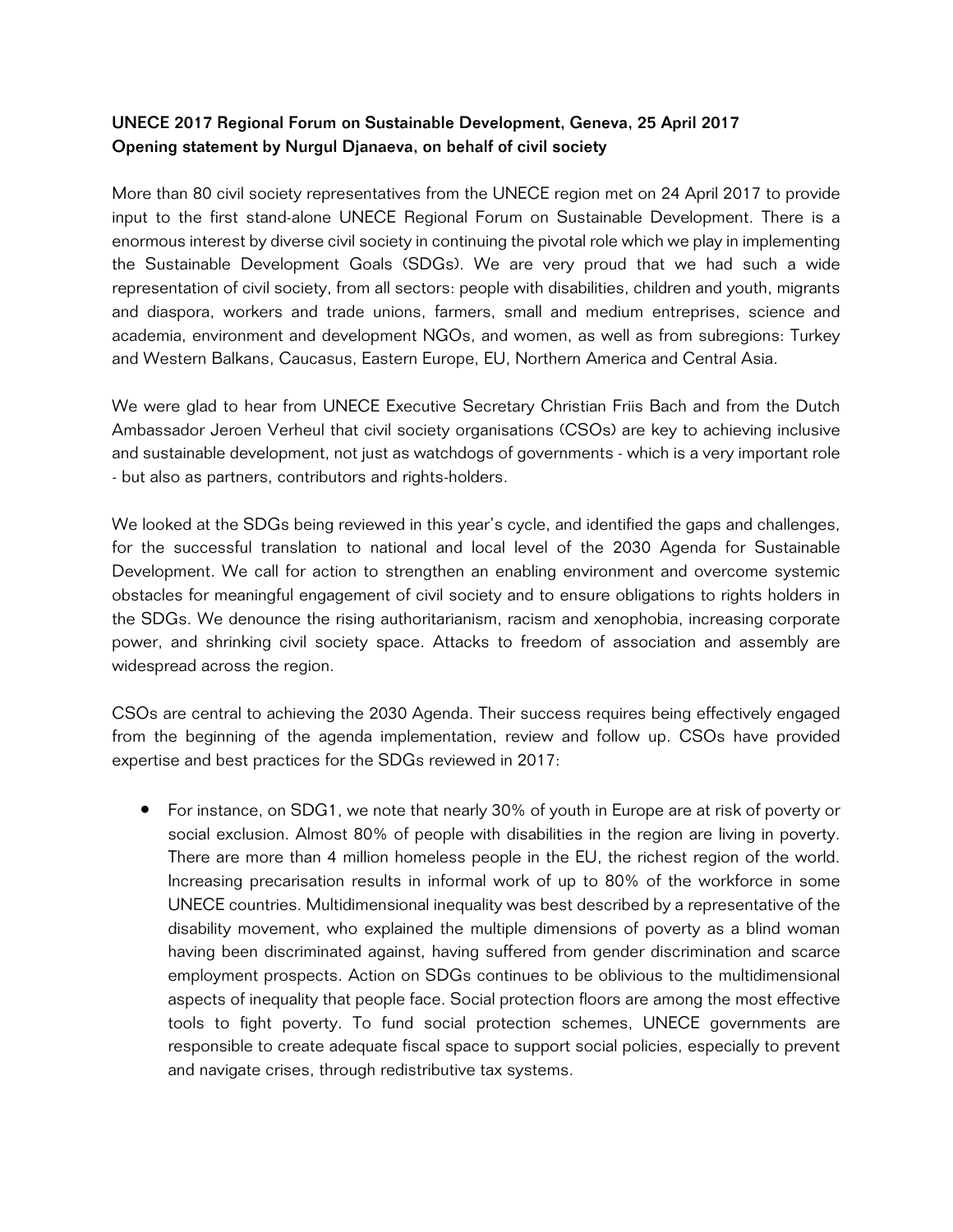**UNECE 2017 Regional Forum on Sustainable Development, Geneva, 25 April 2017**
**Opening statement by Nurgul Djanaeva, on behalf of civil society**

More than 80 civil society representatives from the UNECE region met on 24 April 2017 to provide input to the first stand-alone UNECE Regional Forum on Sustainable Development. There is a enormous interest by diverse civil society in continuing the pivotal role which we play in implementing the Sustainable Development Goals (SDGs). We are very proud that we had such a wide representation of civil society, from all sectors: people with disabilities, children and youth, migrants and diaspora, workers and trade unions, farmers, small and medium entreprises, science and academia, environment and development NGOs, and women, as well as from subregions: Turkey and Western Balkans, Caucasus, Eastern Europe, EU, Northern America and Central Asia.

We were glad to hear from UNECE Executive Secretary Christian Friis Bach and from the Dutch Ambassador Jeroen Verheul that civil society organisations (CSOs) are key to achieving inclusive and sustainable development, not just as watchdogs of governments - which is a very important role - but also as partners, contributors and rights-holders.

We looked at the SDGs being reviewed in this year's cycle, and identified the gaps and challenges, for the successful translation to national and local level of the 2030 Agenda for Sustainable Development. We call for action to strengthen an enabling environment and overcome systemic obstacles for meaningful engagement of civil society and to ensure obligations to rights holders in the SDGs. We denounce the rising authoritarianism, racism and xenophobia, increasing corporate power, and shrinking civil society space. Attacks to freedom of association and assembly are widespread across the region.

CSOs are central to achieving the 2030 Agenda. Their success requires being effectively engaged from the beginning of the agenda implementation, review and follow up. CSOs have provided expertise and best practices for the SDGs reviewed in 2017:

- For instance, on SDG1, we note that nearly 30% of youth in Europe are at risk of poverty or social exclusion. Almost 80% of people with disabilities in the region are living in poverty. There are more than 4 million homeless people in the EU, the richest region of the world. Increasing precarisation results in informal work of up to 80% of the workforce in some UNECE countries. Multidimensional inequality was best described by a representative of the disability movement, who explained the multiple dimensions of poverty as a blind woman having been discriminated against, having suffered from gender discrimination and scarce employment prospects. Action on SDGs continues to be oblivious to the multidimensional aspects of inequality that people face. Social protection floors are among the most effective tools to fight poverty. To fund social protection schemes, UNECE governments are responsible to create adequate fiscal space to support social policies, especially to prevent and navigate crises, through redistributive tax systems.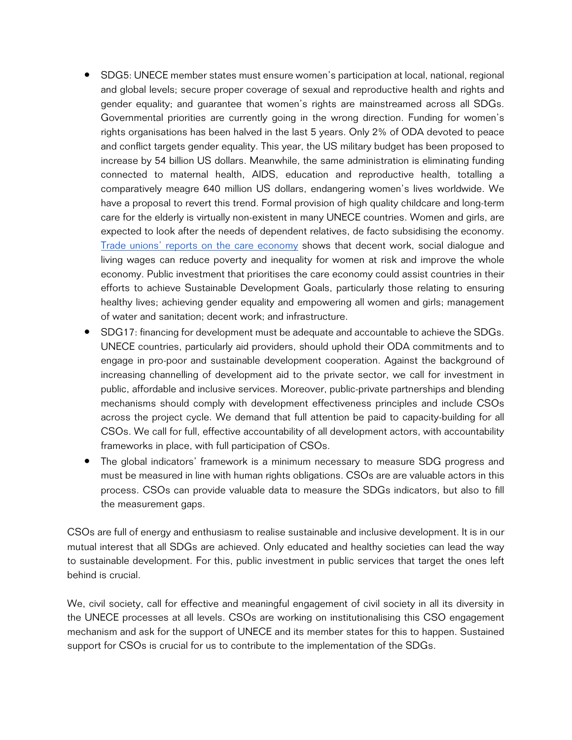- SDG5: UNECE member states must ensure women's participation at local, national, regional and global levels; secure proper coverage of sexual and reproductive health and rights and gender equality; and guarantee that women's rights are mainstreamed across all SDGs. Governmental priorities are currently going in the wrong direction. Funding for women's rights organisations has been halved in the last 5 years. Only 2% of ODA devoted to peace and conflict targets gender equality. This year, the US military budget has been proposed to increase by 54 billion US dollars. Meanwhile, the same administration is eliminating funding connected to maternal health, AIDS, education and reproductive health, totalling a comparatively meagre 640 million US dollars, endangering women's lives worldwide. We have a proposal to revert this trend. Formal provision of high quality childcare and long-term care for the elderly is virtually non-existent in many UNECE countries. Women and girls, are expected to look after the needs of dependent relatives, de facto subsidising the economy. Trade unions' reports on the care economy shows that decent work, social dialogue and living wages can reduce poverty and inequality for women at risk and improve the whole economy. Public investment that prioritises the care economy could assist countries in their efforts to achieve Sustainable Development Goals, particularly those relating to ensuring healthy lives; achieving gender equality and empowering all women and girls; management of water and sanitation; decent work; and infrastructure.
- SDG17: financing for development must be adequate and accountable to achieve the SDGs. UNECE countries, particularly aid providers, should uphold their ODA commitments and to engage in pro-poor and sustainable development cooperation. Against the background of increasing channelling of development aid to the private sector, we call for investment in public, affordable and inclusive services. Moreover, public-private partnerships and blending mechanisms should comply with development effectiveness principles and include CSOs across the project cycle. We demand that full attention be paid to capacity-building for all CSOs. We call for full, effective accountability of all development actors, with accountability frameworks in place, with full participation of CSOs.
- The global indicators' framework is a minimum necessary to measure SDG progress and must be measured in line with human rights obligations. CSOs are are valuable actors in this process. CSOs can provide valuable data to measure the SDGs indicators, but also to fill the measurement gaps.

CSOs are full of energy and enthusiasm to realise sustainable and inclusive development. It is in our mutual interest that all SDGs are achieved. Only educated and healthy societies can lead the way to sustainable development. For this, public investment in public services that target the ones left behind is crucial.

We, civil society, call for effective and meaningful engagement of civil society in all its diversity in the UNECE processes at all levels. CSOs are working on institutionalising this CSO engagement mechanism and ask for the support of UNECE and its member states for this to happen. Sustained support for CSOs is crucial for us to contribute to the implementation of the SDGs.